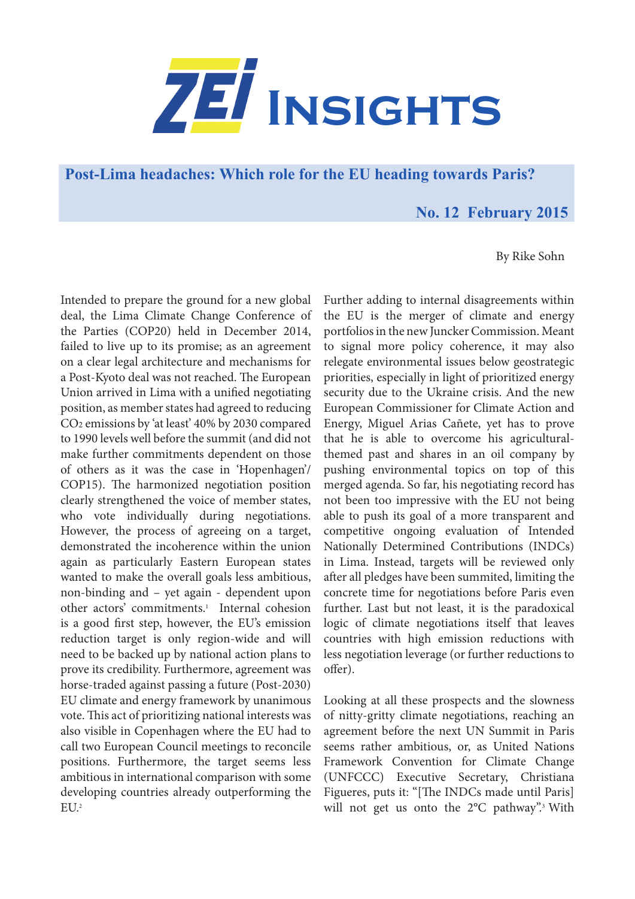# ZEI Insights

## Post-Lima headaches: Which role for the EU heading towards Paris?

**No. 12 February 2015**

By Rike Sohn

Intended to prepare the ground for a new global deal, the Lima Climate Change Conference of the Parties (COP20) held in December 2014, failed to live up to its promise; as an agreement on a clear legal architecture and mechanisms for a Post-Kyoto deal was not reached. The European Union arrived in Lima with a unified negotiating position, as member states had agreed to reducing $CO_2$ emissions by 'at least' 40% by 2030 compared to 1990 levels well before the summit (and did not make further commitments dependent on those of others as it was the case in 'Hopenhagen'/ COP15). The harmonized negotiation position clearly strengthened the voice of member states, who vote individually during negotiations. However, the process of agreeing on a target, demonstrated the incoherence within the union again as particularly Eastern European states wanted to make the overall goals less ambitious, non-binding and – yet again - dependent upon other actors' commitments.[1] Internal cohesion is a good first step, however, the EU's emission reduction target is only region-wide and will need to be backed up by national action plans to prove its credibility. Furthermore, agreement was horse-traded against passing a future (Post-2030) EU climate and energy framework by unanimous vote. This act of prioritizing national interests was also visible in Copenhagen where the EU had to call two European Council meetings to reconcile positions. Furthermore, the target seems less ambitious in international comparison with some developing countries already outperforming the EU.[2]

Further adding to internal disagreements within the EU is the merger of climate and energy portfolios in the new Juncker Commission. Meant to signal more policy coherence, it may also relegate environmental issues below geostrategic priorities, especially in light of prioritized energy security due to the Ukraine crisis. And the new European Commissioner for Climate Action and Energy, Miguel Arias Cañete, yet has to prove that he is able to overcome his agricultural-themed past and shares in an oil company by pushing environmental topics on top of this merged agenda. So far, his negotiating record has not been too impressive with the EU not being able to push its goal of a more transparent and competitive ongoing evaluation of Intended Nationally Determined Contributions (INDCs) in Lima. Instead, targets will be reviewed only after all pledges have been summited, limiting the concrete time for negotiations before Paris even further. Last but not least, it is the paradoxical logic of climate negotiations itself that leaves countries with high emission reductions with less negotiation leverage (or further reductions to offer).

Looking at all these prospects and the slowness of nitty-gritty climate negotiations, reaching an agreement before the next UN Summit in Paris seems rather ambitious, or, as United Nations Framework Convention for Climate Change (UNFCCC) Executive Secretary, Christiana Figueres, puts it: "[The INDCs made until Paris] will not get us onto the 2°C pathway".[3] With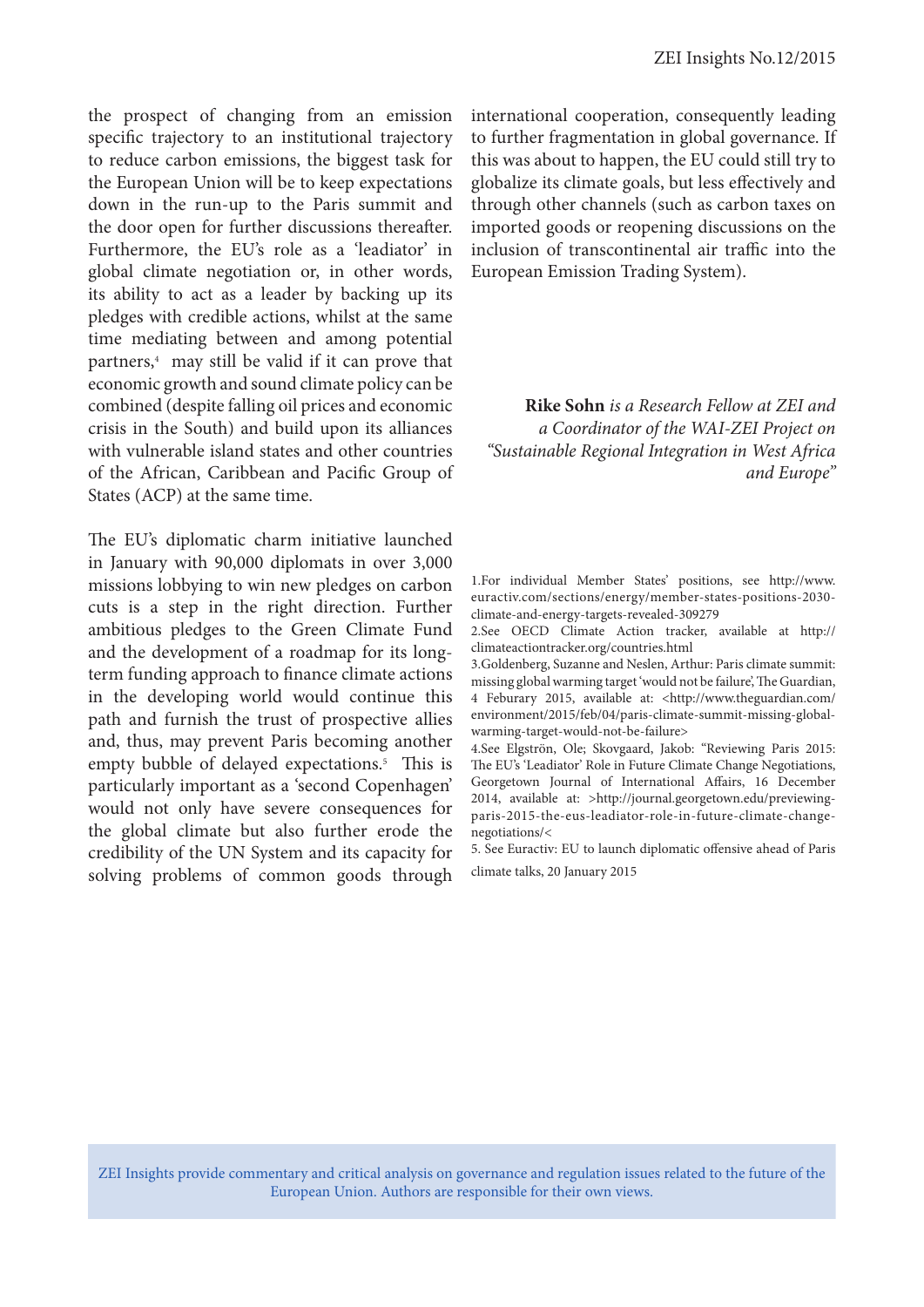the prospect of changing from an emission specific trajectory to an institutional trajectory to reduce carbon emissions, the biggest task for the European Union will be to keep expectations down in the run-up to the Paris summit and the door open for further discussions thereafter. Furthermore, the EU's role as a 'leadiator' in global climate negotiation or, in other words, its ability to act as a leader by backing up its pledges with credible actions, whilst at the same time mediating between and among potential partners,[4] may still be valid if it can prove that economic growth and sound climate policy can be combined (despite falling oil prices and economic crisis in the South) and build upon its alliances with vulnerable island states and other countries of the African, Caribbean and Pacific Group of States (ACP) at the same time.

The EU's diplomatic charm initiative launched in January with 90,000 diplomats in over 3,000 missions lobbying to win new pledges on carbon cuts is a step in the right direction. Further ambitious pledges to the Green Climate Fund and the development of a roadmap for its long-term funding approach to finance climate actions in the developing world would continue this path and furnish the trust of prospective allies and, thus, may prevent Paris becoming another empty bubble of delayed expectations.[5] This is particularly important as a 'second Copenhagen' would not only have severe consequences for the global climate but also further erode the credibility of the UN System and its capacity for solving problems of common goods through international cooperation, consequently leading to further fragmentation in global governance. If this was about to happen, the EU could still try to globalize its climate goals, but less effectively and through other channels (such as carbon taxes on imported goods or reopening discussions on the inclusion of transcontinental air traffic into the European Emission Trading System).

**Rike Sohn** *is a Research Fellow at ZEI and a Coordinator of the WAI-ZEI Project on "Sustainable Regional Integration in West Africa and Europe"*

1.For individual Member States' positions, see http://www.euractiv.com/sections/energy/member-states-positions-2030-climate-and-energy-targets-revealed-309279

2.See OECD Climate Action tracker, available at http://climateactiontracker.org/countries.html

3.Goldenberg, Suzanne and Neslen, Arthur: Paris climate summit: missing global warming target 'would not be failure', The Guardian, 4 Feburary 2015, available at: <http://www.theguardian.com/environment/2015/feb/04/paris-climate-summit-missing-global-warming-target-would-not-be-failure>

4.See Elgströn, Ole; Skovgaard, Jakob: "Reviewing Paris 2015: The EU's 'Leadiator' Role in Future Climate Change Negotiations, Georgetown Journal of International Affairs, 16 December 2014, available at: >http://journal.georgetown.edu/previewing-paris-2015-the-eus-leadiator-role-in-future-climate-change-negotiations/<

5. See Euractiv: EU to launch diplomatic offensive ahead of Paris climate talks, 20 January 2015

ZEI Insights provide commentary and critical analysis on governance and regulation issues related to the future of the European Union. Authors are responsible for their own views.